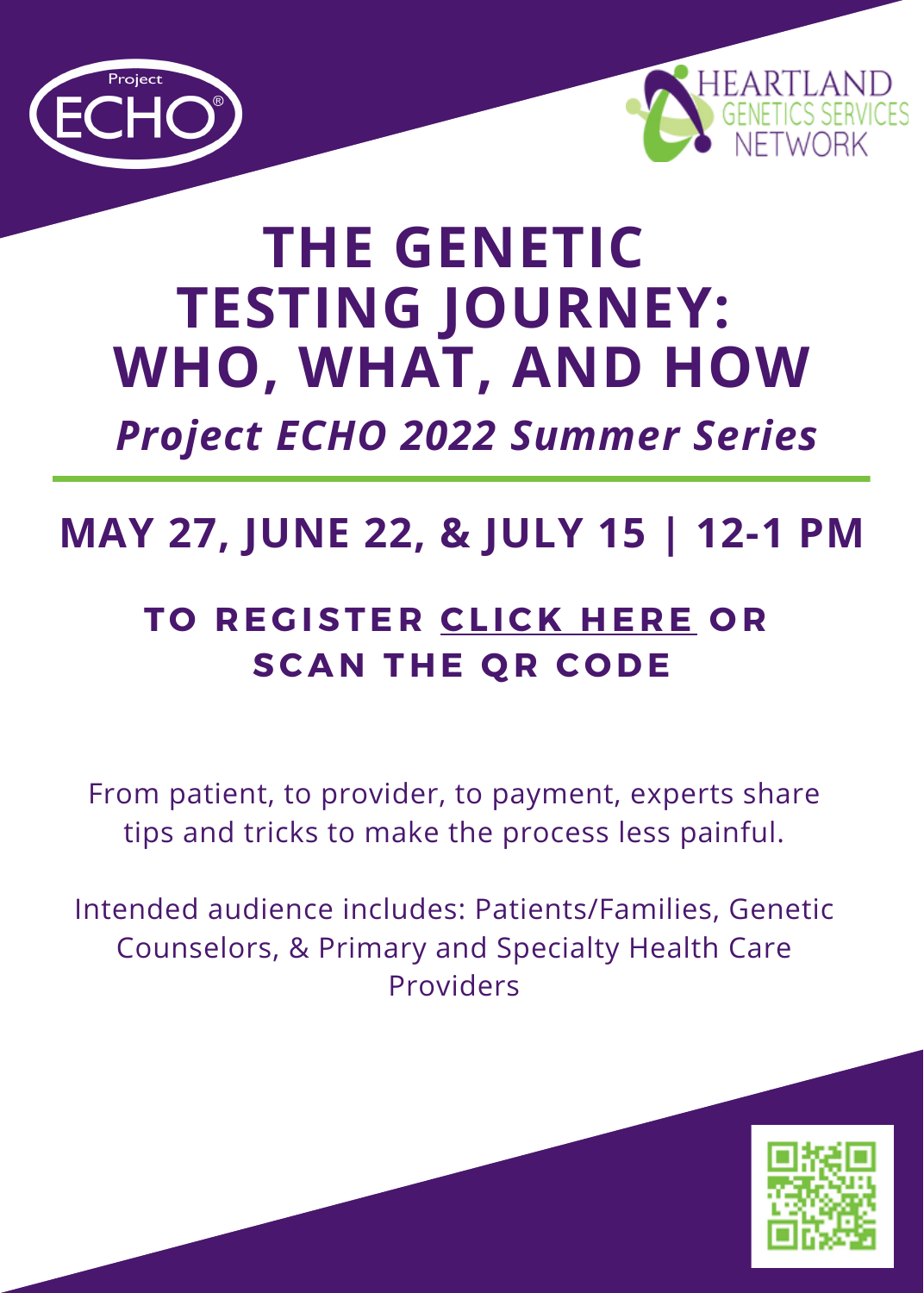# THE GENETIC TESTING JOURNEY: WHO, WHAT, AND HOW

***Project ECHO 2022 Summer Series***

## MAY 27, JUNE 22, & JULY 15 | 12-1 PM

**TO REGISTER CLICK HERE OR SCAN THE QR CODE**

From patient, to provider, to payment, experts share tips and tricks to make the process less painful.

Intended audience includes: Patients/Families, Genetic Counselors, & Primary and Specialty Health Care Providers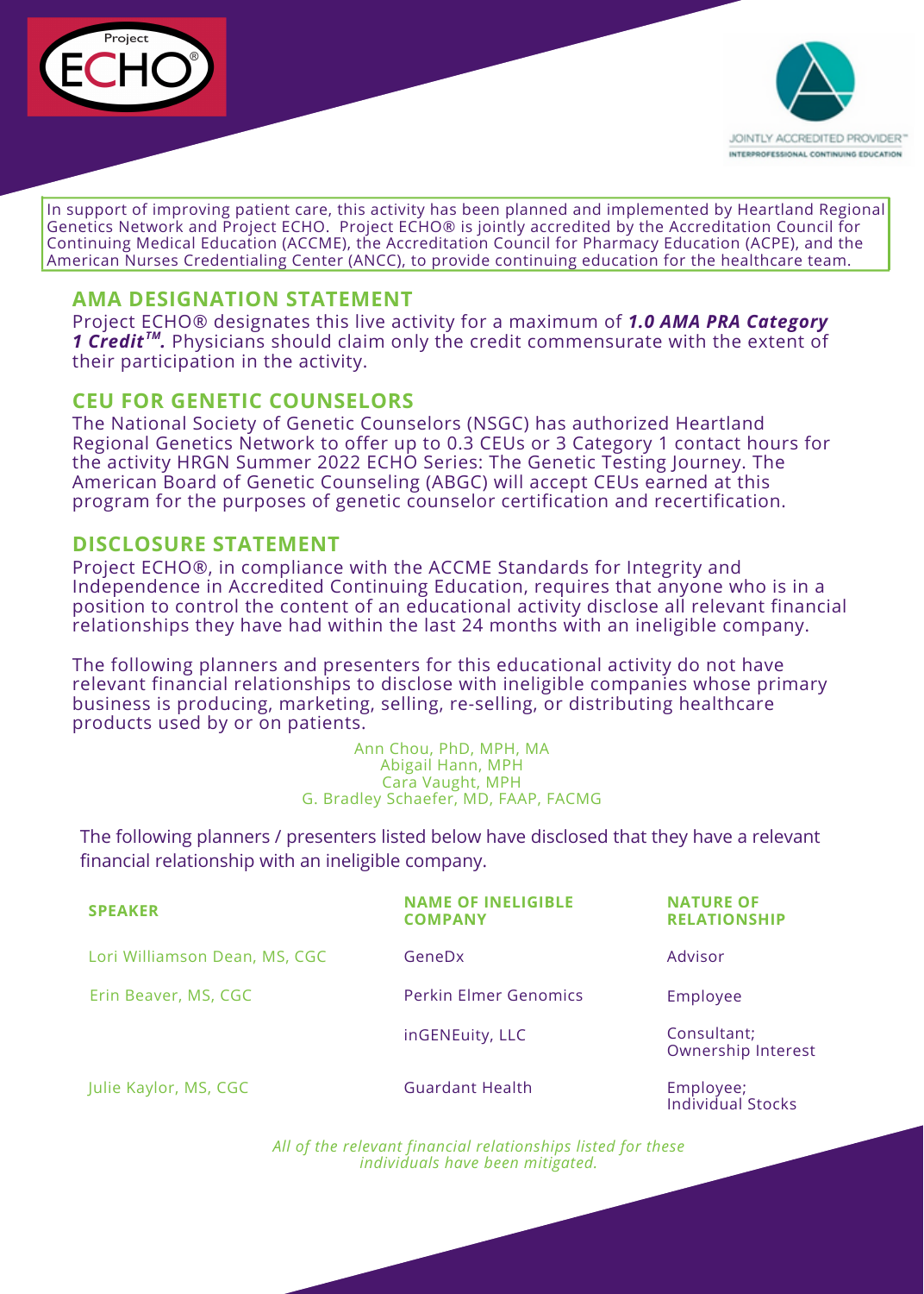In support of improving patient care, this activity has been planned and implemented by Heartland Regional Genetics Network and Project ECHO. Project ECHO® is jointly accredited by the Accreditation Council for Continuing Medical Education (ACCME), the Accreditation Council for Pharmacy Education (ACPE), and the American Nurses Credentialing Center (ANCC), to provide continuing education for the healthcare team.

## AMA DESIGNATION STATEMENT

Project ECHO® designates this live activity for a maximum of ***1.0 AMA PRA Category 1 Credit™.*** Physicians should claim only the credit commensurate with the extent of their participation in the activity.

## CEU FOR GENETIC COUNSELORS

The National Society of Genetic Counselors (NSGC) has authorized Heartland Regional Genetics Network to offer up to 0.3 CEUs or 3 Category 1 contact hours for the activity HRGN Summer 2022 ECHO Series: The Genetic Testing Journey. The American Board of Genetic Counseling (ABGC) will accept CEUs earned at this program for the purposes of genetic counselor certification and recertification.

## DISCLOSURE STATEMENT

Project ECHO®, in compliance with the ACCME Standards for Integrity and Independence in Accredited Continuing Education, requires that anyone who is in a position to control the content of an educational activity disclose all relevant financial relationships they have had within the last 24 months with an ineligible company.

The following planners and presenters for this educational activity do not have relevant financial relationships to disclose with ineligible companies whose primary business is producing, marketing, selling, re-selling, or distributing healthcare products used by or on patients.

Ann Chou, PhD, MPH, MA
Abigail Hann, MPH
Cara Vaught, MPH
G. Bradley Schaefer, MD, FAAP, FACMG

The following planners / presenters listed below have disclosed that they have a relevant financial relationship with an ineligible company.

| SPEAKER | NAME OF INELIGIBLE COMPANY | NATURE OF RELATIONSHIP |
|---|---|---|
| Lori Williamson Dean, MS, CGC | GeneDx | Advisor |
| Erin Beaver, MS, CGC | Perkin Elmer Genomics | Employee |
| | inGENEuity, LLC | Consultant; Ownership Interest |
| Julie Kaylor, MS, CGC | Guardant Health | Employee; Individual Stocks |

*All of the relevant financial relationships listed for these individuals have been mitigated.*